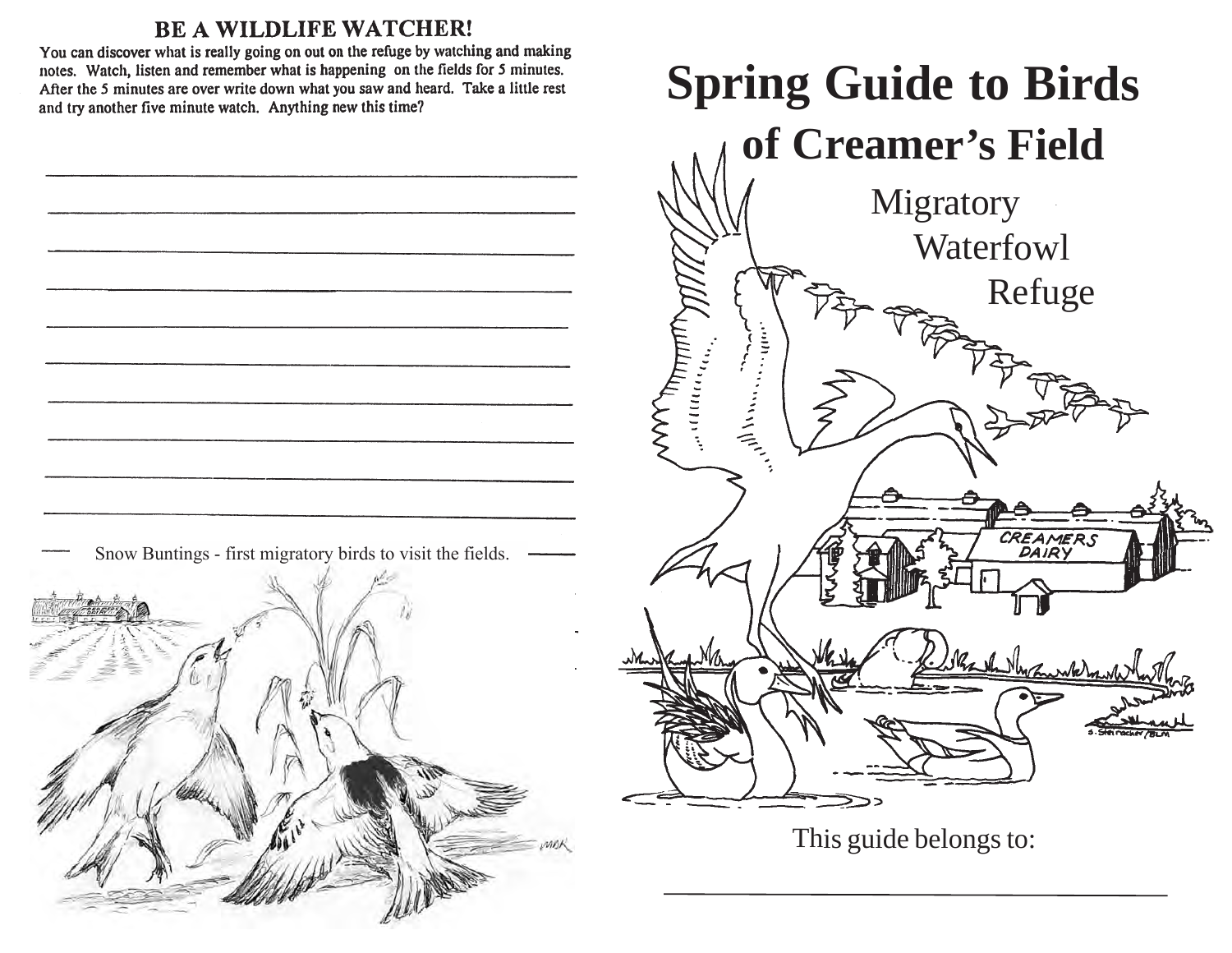## BE A WILDLIFE WATCHER!

You can discover what is really going on out on the refuge by watching and making notes. Watch, listen and remember what is happening on the fields for 5 minutes. After the 5 minutes are over write down what you saw and heard. Take a little rest and try another five minute watch. Anything new this time?

\_\_\_\_\_\_\_\_\_\_\_\_\_\_\_\_\_\_\_\_\_\_\_\_\_\_\_\_\_\_\_\_\_\_\_\_\_\_\_\_\_\_\_\_\_\_\_\_\_\_\_\_

\_\_\_\_\_\_\_\_\_\_\_\_\_\_\_\_\_\_\_\_\_\_\_\_\_\_\_\_\_\_\_\_\_\_\_\_\_\_\_\_\_\_\_\_\_\_\_\_\_\_\_\_

\_\_\_\_\_\_\_\_\_\_\_\_\_\_\_\_\_\_\_\_\_\_\_\_\_\_\_\_\_\_\_\_\_\_\_\_\_\_\_\_\_\_\_\_\_\_\_\_\_\_\_\_

\_\_\_\_\_\_\_\_\_\_\_\_\_\_\_\_\_\_\_\_\_\_\_\_\_\_\_\_\_\_\_\_\_\_\_\_\_\_\_\_\_\_\_\_\_\_\_\_\_\_\_\_

\_\_\_\_\_\_\_\_\_\_\_\_\_\_\_\_\_\_\_\_\_\_\_\_\_\_\_\_\_\_\_\_\_\_\_\_\_\_\_\_\_\_\_\_\_\_\_\_\_\_\_\_

\_\_\_\_\_\_\_\_\_\_\_\_\_\_\_\_\_\_\_\_\_\_\_\_\_\_\_\_\_\_\_\_\_\_\_\_\_\_\_\_\_\_\_\_\_\_\_\_\_\_\_\_

\_\_\_\_\_\_\_\_\_\_\_\_\_\_\_\_\_\_\_\_\_\_\_\_\_\_\_\_\_\_\_\_\_\_\_\_\_\_\_\_\_\_\_\_\_\_\_\_\_\_\_\_

\_\_\_\_\_\_\_\_\_\_\_\_\_\_\_\_\_\_\_\_\_\_\_\_\_\_\_\_\_\_\_\_\_\_\_\_\_\_\_\_\_\_\_\_\_\_\_\_\_\_\_\_

\_\_\_\_\_\_\_\_\_\_\_\_\_\_\_\_\_\_\_\_\_\_\_\_\_\_\_\_\_\_\_\_\_\_\_\_\_\_\_\_\_\_\_\_\_\_\_\_\_\_\_\_

\_\_\_\_\_\_\_\_\_\_\_\_\_\_\_\_\_\_\_\_\_\_\_\_\_\_\_\_\_\_\_\_\_\_\_\_\_\_\_\_\_\_\_\_\_\_\_\_\_\_\_\_

Snow Buntings - first migratory birds to visit the fields.

# Spring Guide to Birds of Creamer's Field

Migratory Waterfowl Refuge

This guide belongs to:

\_\_\_\_\_\_\_\_\_\_\_\_\_\_\_\_\_\_\_\_\_\_\_\_\_\_\_\_\_\_\_\_\_\_\_\_\_\_\_\_\_\_\_\_\_\_\_\_\_\_\_\_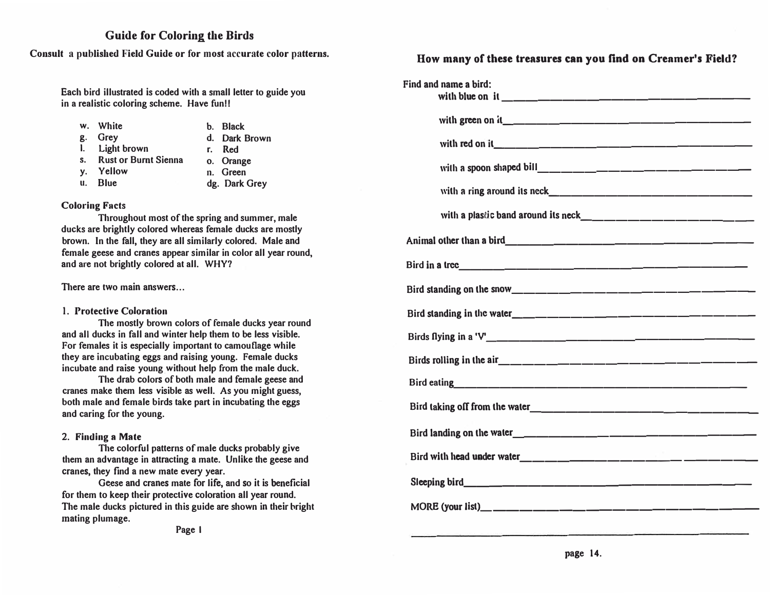## Guide for Coloring the Birds

**Consult a published Field Guide or for most accurate color patterns.**

Each bird illustrated is coded with a small letter to guide you in a realistic coloring scheme. Have fun!!

- w. White
- g. Grey
- l. Light brown
- s. Rust or Burnt Sienna
- y. Yellow
- u. Blue
- b. Black
- d. Dark Brown
- r. Red
- o. Orange
- n. Green
- dg. Dark Grey

### Coloring Facts

Throughout most of the spring and summer, male ducks are brightly colored whereas female ducks are mostly brown. In the fall, they are all similarly colored. Male and female geese and cranes appear similar in color all year round, and are not brightly colored at all. WHY?

There are two main answers...

#### 1. Protective Coloration

The mostly brown colors of female ducks year round and all ducks in fall and winter help them to be less visible. For females it is especially important to camouflage while they are incubating eggs and raising young. Female ducks incubate and raise young without help from the male duck.

The drab colors of both male and female geese and cranes make them less visible as well. As you might guess, both male and female birds take part in incubating the eggs and caring for the young.

#### 2. Finding a Mate

The colorful patterns of male ducks probably give them an advantage in attracting a mate. Unlike the geese and cranes, they find a new mate every year.

Geese and cranes mate for life, and so it is beneficial for them to keep their protective coloration all year round. The male ducks pictured in this guide are shown in their bright mating plumage.

## How many of these treasures can you find on Creamer's Field?

Find and name a bird:

- with blue on it ____________________
- with green on it ____________________
- with red on it ____________________
- with a spoon shaped bill ____________________
- with a ring around its neck ____________________
- with a plastic band around its neck ____________________

Animal other than a bird ____________________

Bird in a tree ____________________

Bird standing on the snow ____________________

Bird standing in the water ____________________

Birds flying in a 'V' ____________________

Birds rolling in the air ____________________

Bird eating ____________________

Bird taking off from the water ____________________

Bird landing on the water ____________________

Bird with head under water ____________________

Sleeping bird ____________________

MORE (your list) ____________________

____________________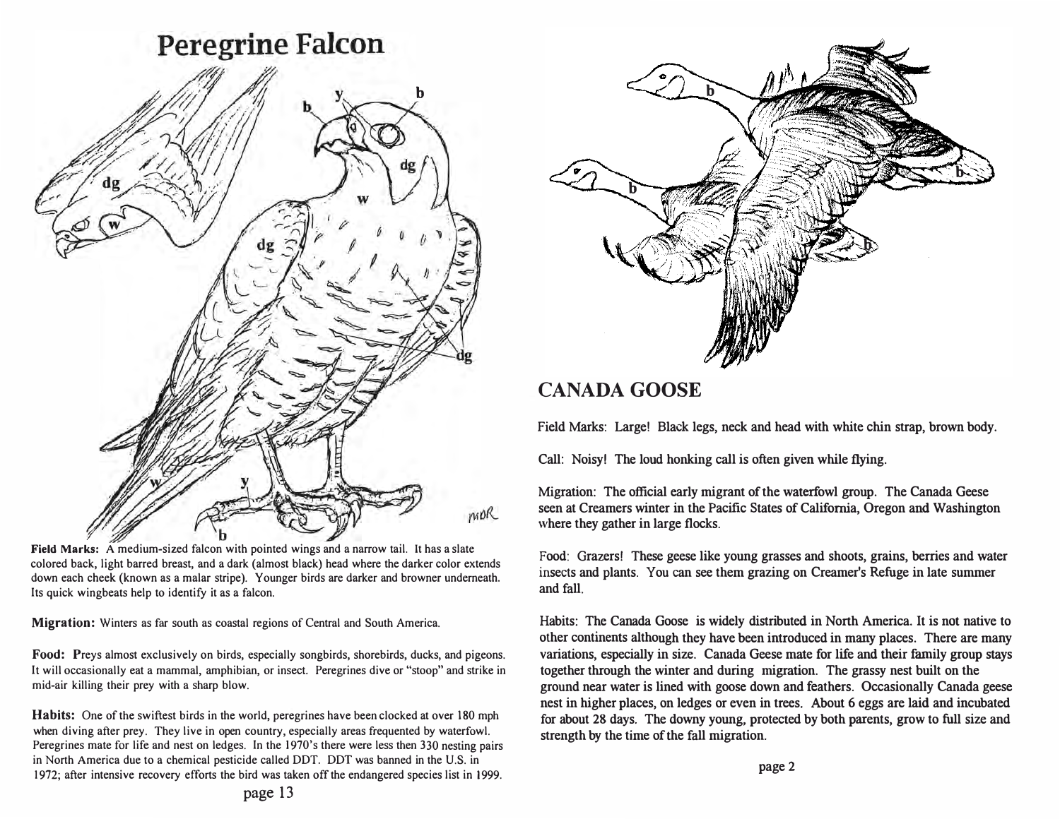# Peregrine Falcon

**Field Marks:** A medium-sized falcon with pointed wings and a narrow tail. It has a slate colored back, light barred breast, and a dark (almost black) head where the darker color extends down each cheek (known as a malar stripe). Younger birds are darker and browner underneath. Its quick wingbeats help to identify it as a falcon.

**Migration:** Winters as far south as coastal regions of Central and South America.

**Food:** Preys almost exclusively on birds, especially songbirds, shorebirds, ducks, and pigeons. It will occasionally eat a mammal, amphibian, or insect. Peregrines dive or "stoop" and strike in mid-air killing their prey with a sharp blow.

**Habits:** One of the swiftest birds in the world, peregrines have been clocked at over 180 mph when diving after prey. They live in open country, especially areas frequented by waterfowl. Peregrines mate for life and nest on ledges. In the 1970's there were less then 330 nesting pairs in North America due to a chemical pesticide called DDT. DDT was banned in the U.S. in 1972; after intensive recovery efforts the bird was taken off the endangered species list in 1999.

# CANADA GOOSE

Field Marks: Large! Black legs, neck and head with white chin strap, brown body.

Call: Noisy! The loud honking call is often given while flying.

Migration: The official early migrant of the waterfowl group. The Canada Geese seen at Creamers winter in the Pacific States of California, Oregon and Washington where they gather in large flocks.

Food: Grazers! These geese like young grasses and shoots, grains, berries and water insects and plants. You can see them grazing on Creamer's Refuge in late summer and fall.

Habits: The Canada Goose is widely distributed in North America. It is not native to other continents although they have been introduced in many places. There are many variations, especially in size. Canada Geese mate for life and their family group stays together through the winter and during migration. The grassy nest built on the ground near water is lined with goose down and feathers. Occasionally Canada geese nest in higher places, on ledges or even in trees. About 6 eggs are laid and incubated for about 28 days. The downy young, protected by both parents, grow to full size and strength by the time of the fall migration.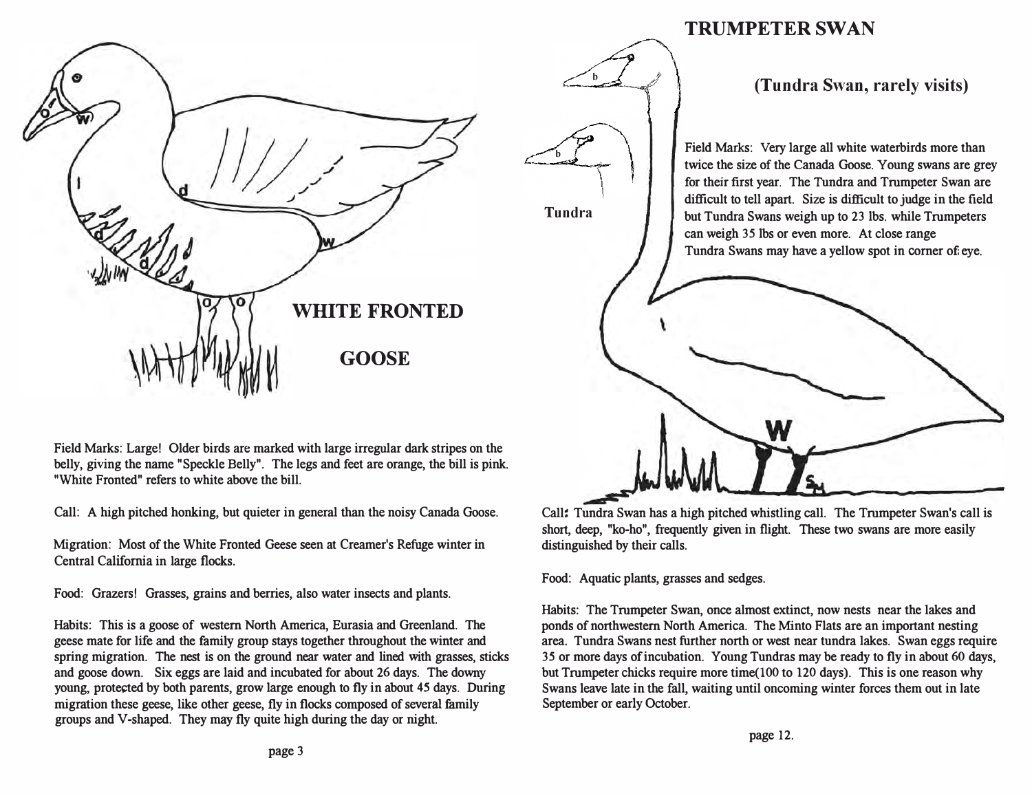# WHITE FRONTED GOOSE

Field Marks: Large! Older birds are marked with large irregular dark stripes on the belly, giving the name "Speckle Belly". The legs and feet are orange, the bill is pink. "White Fronted" refers to white above the bill.

Call: A high pitched honking, but quieter in general than the noisy Canada Goose.

Migration: Most of the White Fronted Geese seen at Creamer's Refuge winter in Central California in large flocks.

Food: Grazers! Grasses, grains and berries, also water insects and plants.

Habits: This is a goose of western North America, Eurasia and Greenland. The geese mate for life and the family group stays together throughout the winter and spring migration. The nest is on the ground near water and lined with grasses, sticks and goose down. Six eggs are laid and incubated for about 26 days. The downy young, protected by both parents, grow large enough to fly in about 45 days. During migration these geese, like other geese, fly in flocks composed of several family groups and V-shaped. They may fly quite high during the day or night.

# TRUMPETER SWAN

## (Tundra Swan, rarely visits)

Field Marks: Very large all white waterbirds more than twice the size of the Canada Goose. Young swans are grey for their first year. The Tundra and Trumpeter Swan are difficult to tell apart. Size is difficult to judge in the field but Tundra Swans weigh up to 23 lbs. while Trumpeters can weigh 35 lbs or even more. At close range Tundra Swans may have a yellow spot in corner of eye.

Call: Tundra Swan has a high pitched whistling call. The Trumpeter Swan's call is short, deep, "ko-ho", frequently given in flight. These two swans are more easily distinguished by their calls.

Food: Aquatic plants, grasses and sedges.

Habits: The Trumpeter Swan, once almost extinct, now nests near the lakes and ponds of northwestern North America. The Minto Flats are an important nesting area. Tundra Swans nest further north or west near tundra lakes. Swan eggs require 35 or more days of incubation. Young Tundras may be ready to fly in about 60 days, but Trumpeter chicks require more time(100 to 120 days). This is one reason why Swans leave late in the fall, waiting until oncoming winter forces them out in late September or early October.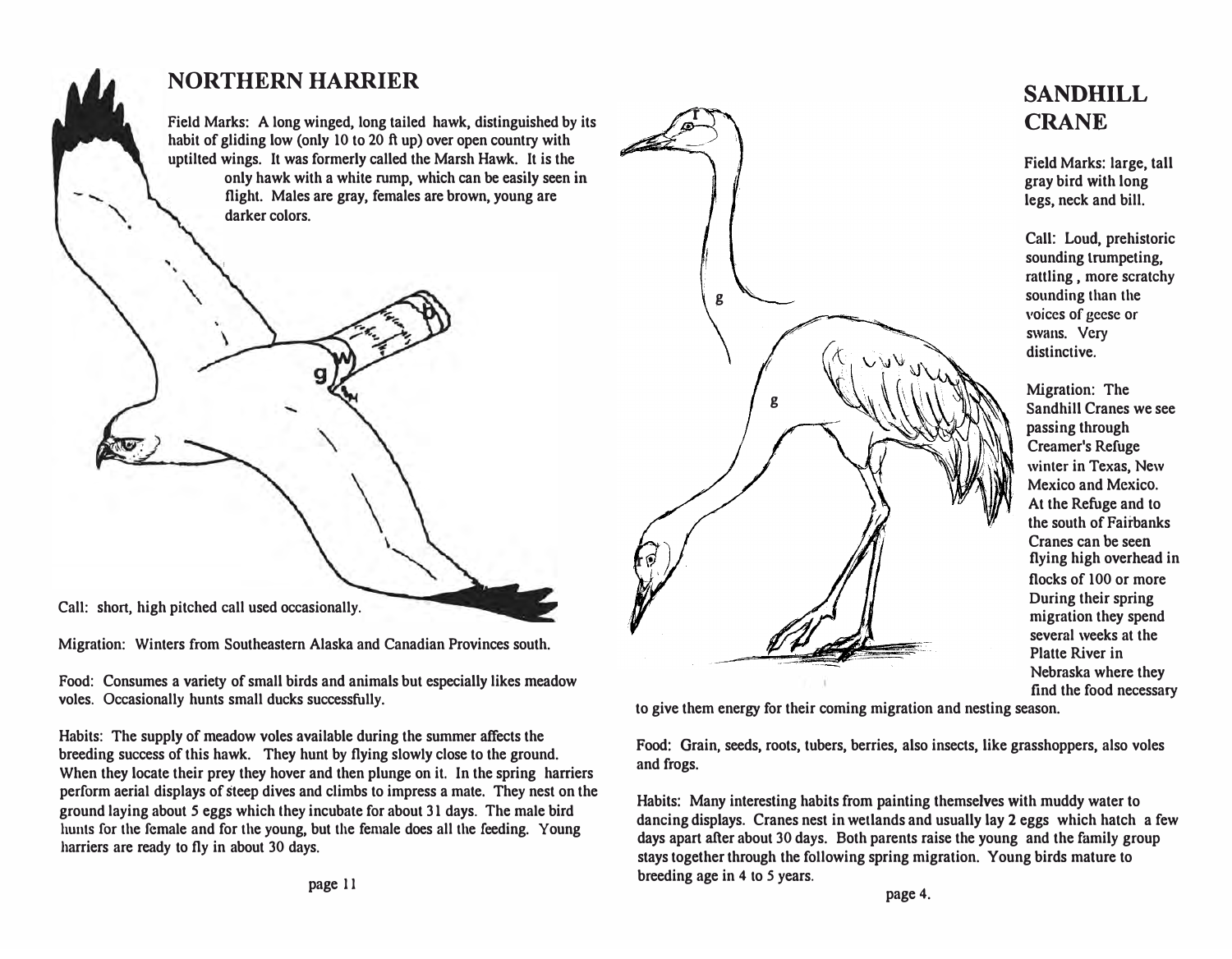## NORTHERN HARRIER

Field Marks: A long winged, long tailed hawk, distinguished by its habit of gliding low (only 10 to 20 ft up) over open country with uptilted wings. It was formerly called the Marsh Hawk. It is the only hawk with a white rump, which can be easily seen in flight. Males are gray, females are brown, young are darker colors.

Call: short, high pitched call used occasionally.

Migration: Winters from Southeastern Alaska and Canadian Provinces south.

Food: Consumes a variety of small birds and animals but especially likes meadow voles. Occasionally hunts small ducks successfully.

Habits: The supply of meadow voles available during the summer affects the breeding success of this hawk. They hunt by flying slowly close to the ground. When they locate their prey they hover and then plunge on it. In the spring harriers perform aerial displays of steep dives and climbs to impress a mate. They nest on the ground laying about 5 eggs which they incubate for about 31 days. The male bird hunts for the female and for the young, but the female does all the feeding. Young harriers are ready to fly in about 30 days.

## SANDHILL CRANE

Field Marks: large, tall gray bird with long legs, neck and bill.

Call: Loud, prehistoric sounding trumpeting, rattling, more scratchy sounding than the voices of geese or swans. Very distinctive.

Migration: The Sandhill Cranes we see passing through Creamer's Refuge winter in Texas, New Mexico and Mexico. At the Refuge and to the south of Fairbanks Cranes can be seen flying high overhead in flocks of 100 or more During their spring migration they spend several weeks at the Platte River in Nebraska where they find the food necessary to give them energy for their coming migration and nesting season.

Food: Grain, seeds, roots, tubers, berries, also insects, like grasshoppers, also voles and frogs.

Habits: Many interesting habits from painting themselves with muddy water to dancing displays. Cranes nest in wetlands and usually lay 2 eggs which hatch a few days apart after about 30 days. Both parents raise the young and the family group stays together through the following spring migration. Young birds mature to breeding age in 4 to 5 years.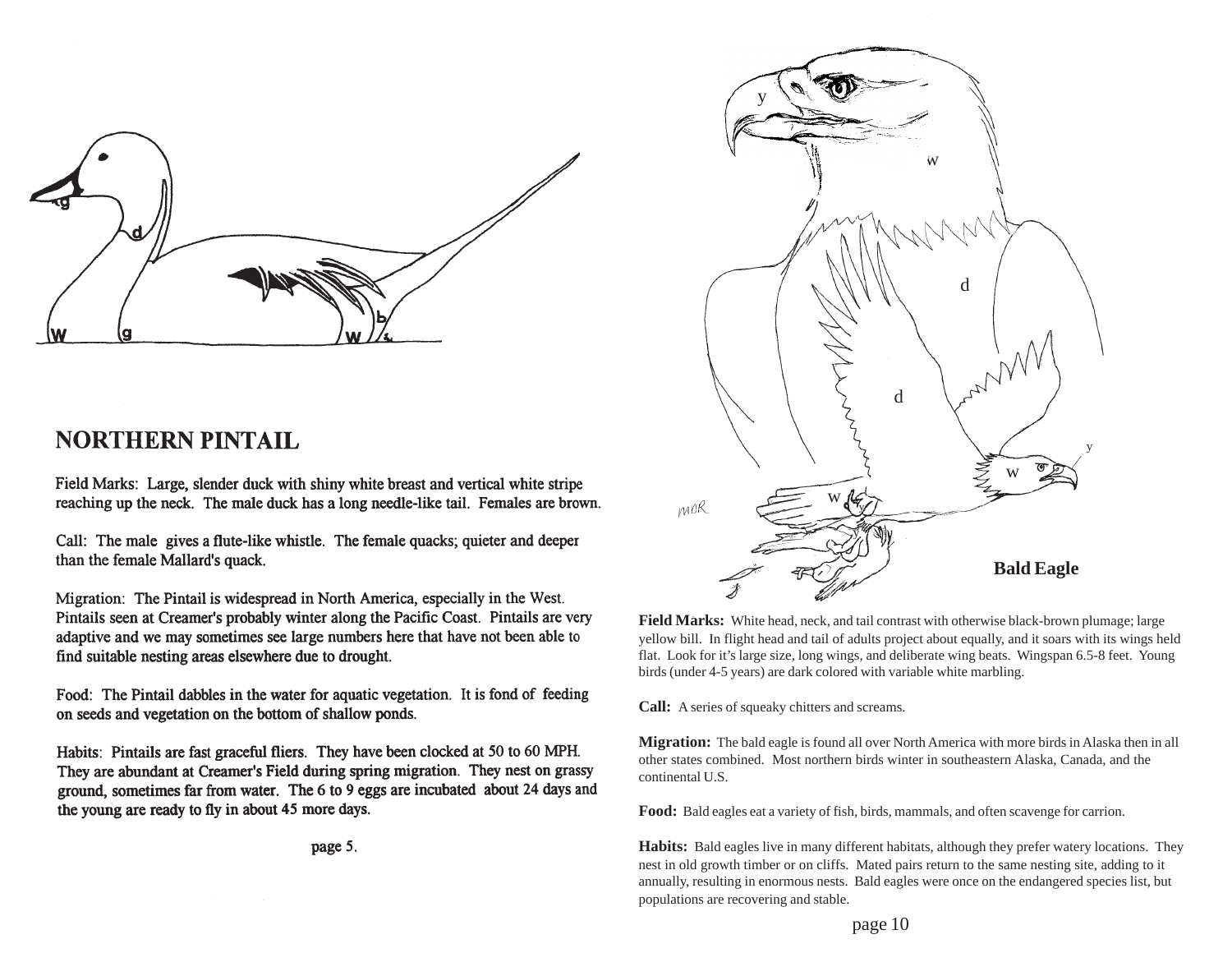# NORTHERN PINTAIL

Field Marks: Large, slender duck with shiny white breast and vertical white stripe reaching up the neck. The male duck has a long needle-like tail. Females are brown.

Call: The male gives a flute-like whistle. The female quacks; quieter and deeper than the female Mallard's quack.

Migration: The Pintail is widespread in North America, especially in the West. Pintails seen at Creamer's probably winter along the Pacific Coast. Pintails are very adaptive and we may sometimes see large numbers here that have not been able to find suitable nesting areas elsewhere due to drought.

Food: The Pintail dabbles in the water for aquatic vegetation. It is fond of feeding on seeds and vegetation on the bottom of shallow ponds.

Habits: Pintails are fast graceful fliers. They have been clocked at 50 to 60 MPH. They are abundant at Creamer's Field during spring migration. They nest on grassy ground, sometimes far from water. The 6 to 9 eggs are incubated about 24 days and the young are ready to fly in about 45 more days.

# Bald Eagle

**Field Marks:** White head, neck, and tail contrast with otherwise black-brown plumage; large yellow bill. In flight head and tail of adults project about equally, and it soars with its wings held flat. Look for it's large size, long wings, and deliberate wing beats. Wingspan 6.5-8 feet. Young birds (under 4-5 years) are dark colored with variable white marbling.

**Call:** A series of squeaky chitters and screams.

**Migration:** The bald eagle is found all over North America with more birds in Alaska then in all other states combined. Most northern birds winter in southeastern Alaska, Canada, and the continental U.S.

**Food:** Bald eagles eat a variety of fish, birds, mammals, and often scavenge for carrion.

**Habits:** Bald eagles live in many different habitats, although they prefer watery locations. They nest in old growth timber or on cliffs. Mated pairs return to the same nesting site, adding to it annually, resulting in enormous nests. Bald eagles were once on the endangered species list, but populations are recovering and stable.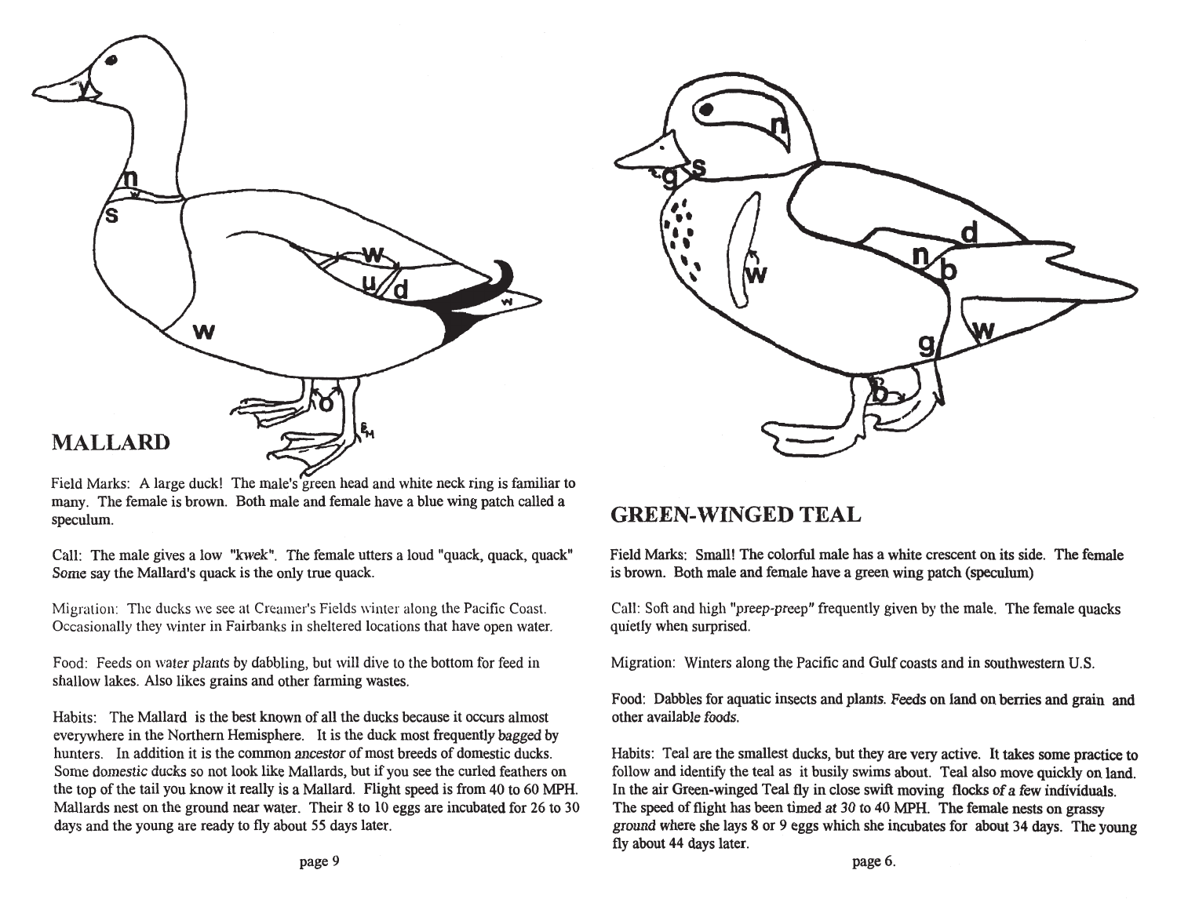## MALLARD

Field Marks: A large duck! The male's green head and white neck ring is familiar to many. The female is brown. Both male and female have a blue wing patch called a speculum.

Call: The male gives a low "kwek". The female utters a loud "quack, quack, quack" Some say the Mallard's quack is the only true quack.

Migration: The ducks we see at Creamer's Fields winter along the Pacific Coast. Occasionally they winter in Fairbanks in sheltered locations that have open water.

Food: Feeds on water plants by dabbling, but will dive to the bottom for feed in shallow lakes. Also likes grains and other farming wastes.

Habits: The Mallard is the best known of all the ducks because it occurs almost everywhere in the Northern Hemisphere. It is the duck most frequently bagged by hunters. In addition it is the common ancestor of most breeds of domestic ducks. Some domestic ducks so not look like Mallards, but if you see the curled feathers on the top of the tail you know it really is a Mallard. Flight speed is from 40 to 60 MPH. Mallards nest on the ground near water. Their 8 to 10 eggs are incubated for 26 to 30 days and the young are ready to fly about 55 days later.

## GREEN-WINGED TEAL

Field Marks: Small! The colorful male has a white crescent on its side. The female is brown. Both male and female have a green wing patch (speculum)

Call: Soft and high "preep-preep" frequently given by the male. The female quacks quietly when surprised.

Migration: Winters along the Pacific and Gulf coasts and in southwestern U.S.

Food: Dabbles for aquatic insects and plants. Feeds on land on berries and grain and other available foods.

Habits: Teal are the smallest ducks, but they are very active. It takes some practice to follow and identify the teal as it busily swims about. Teal also move quickly on land. In the air Green-winged Teal fly in close swift moving flocks of a few individuals. The speed of flight has been timed at 30 to 40 MPH. The female nests on grassy ground where she lays 8 or 9 eggs which she incubates for about 34 days. The young fly about 44 days later.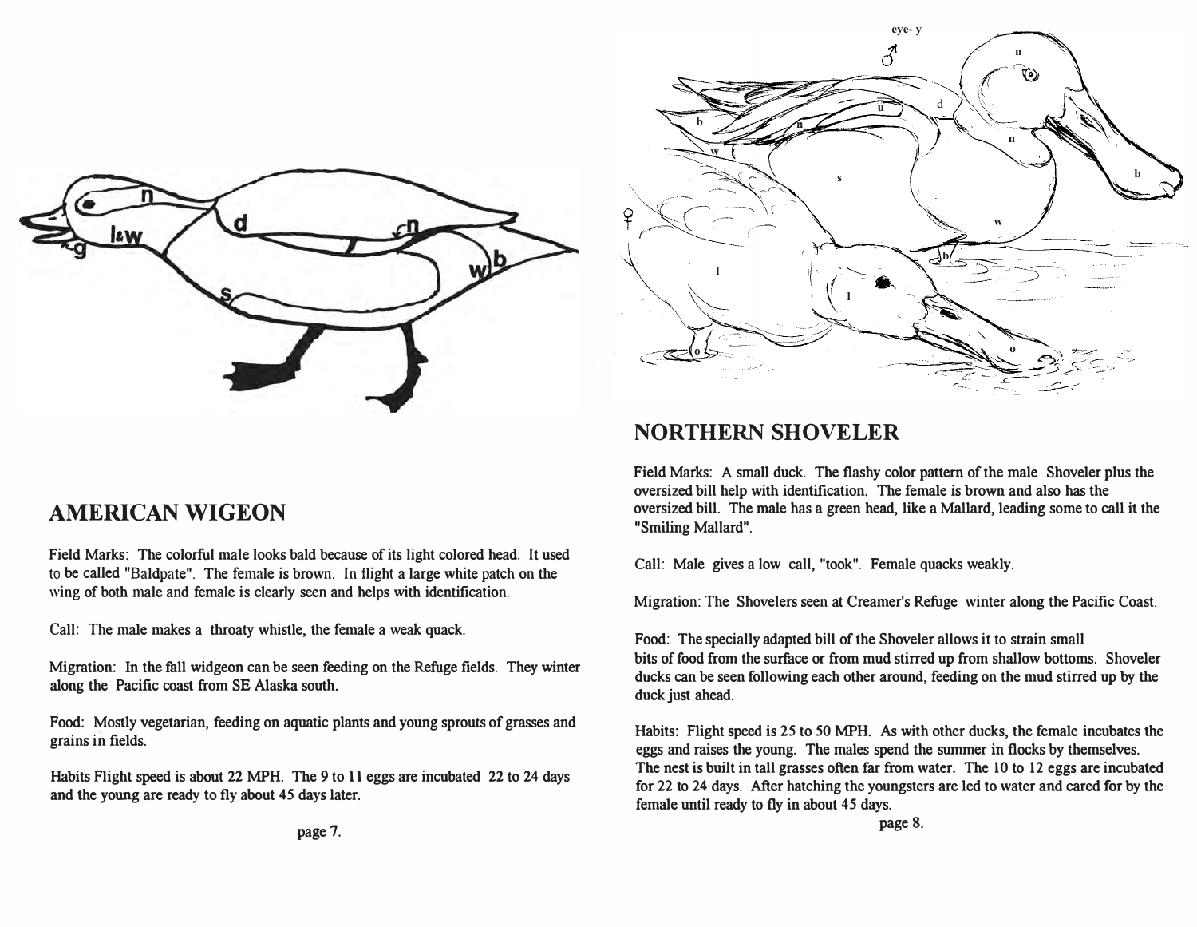## AMERICAN WIGEON

Field Marks: The colorful male looks bald because of its light colored head. It used to be called "Baldpate". The female is brown. In flight a large white patch on the wing of both male and female is clearly seen and helps with identification.

Call: The male makes a throaty whistle, the female a weak quack.

Migration: In the fall widgeon can be seen feeding on the Refuge fields. They winter along the Pacific coast from SE Alaska south.

Food: Mostly vegetarian, feeding on aquatic plants and young sprouts of grasses and grains in fields.

Habits Flight speed is about 22 MPH. The 9 to 11 eggs are incubated 22 to 24 days and the young are ready to fly about 45 days later.

## NORTHERN SHOVELER

Field Marks: A small duck. The flashy color pattern of the male Shoveler plus the oversized bill help with identification. The female is brown and also has the oversized bill. The male has a green head, like a Mallard, leading some to call it the "Smiling Mallard".

Call: Male gives a low call, "took". Female quacks weakly.

Migration: The Shovelers seen at Creamer's Refuge winter along the Pacific Coast.

Food: The specially adapted bill of the Shoveler allows it to strain small bits of food from the surface or from mud stirred up from shallow bottoms. Shoveler ducks can be seen following each other around, feeding on the mud stirred up by the duck just ahead.

Habits: Flight speed is 25 to 50 MPH. As with other ducks, the female incubates the eggs and raises the young. The males spend the summer in flocks by themselves. The nest is built in tall grasses often far from water. The 10 to 12 eggs are incubated for 22 to 24 days. After hatching the youngsters are led to water and cared for by the female until ready to fly in about 45 days.